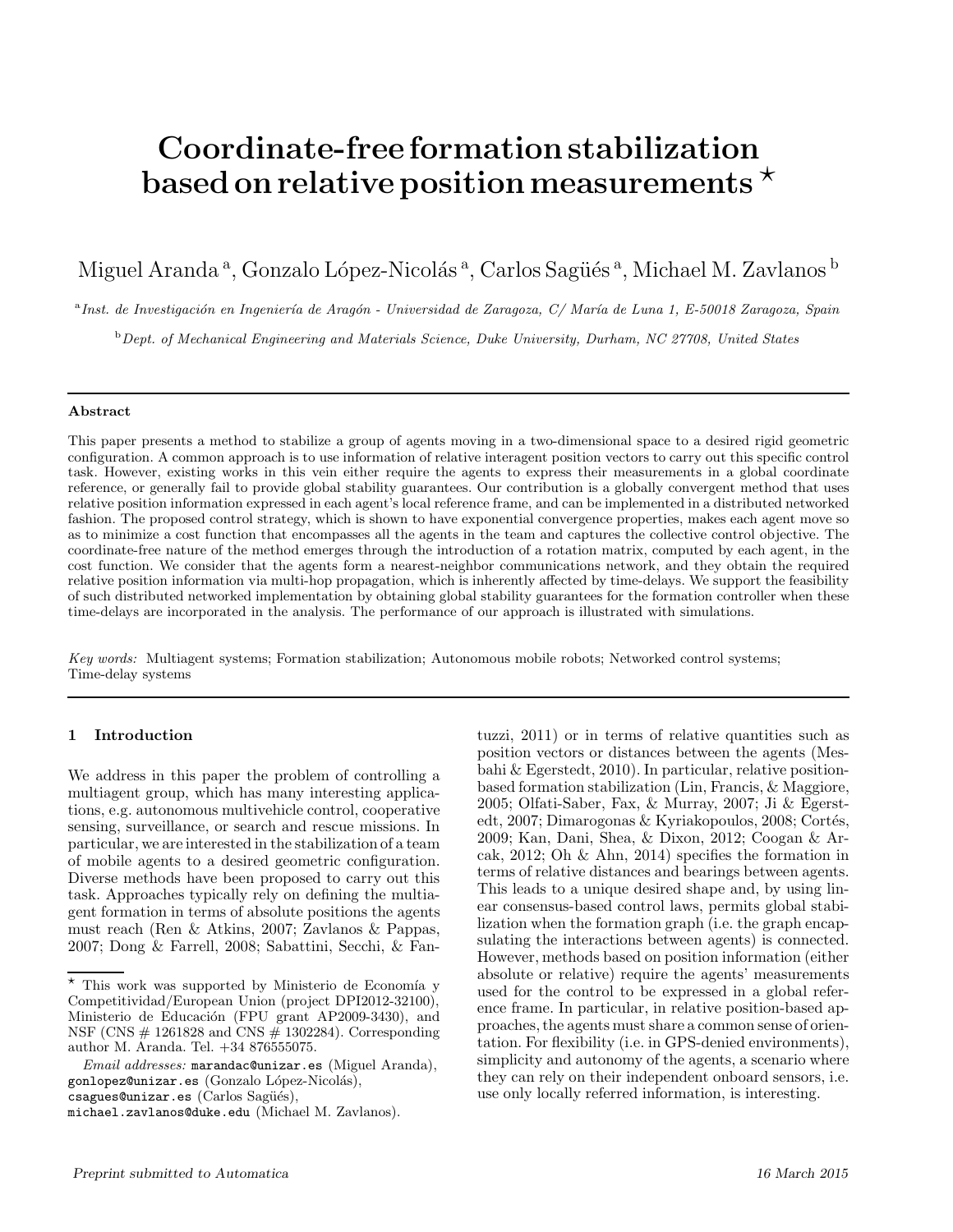# Coordinate-free formation stabilization based on relative position measurements ⋆

Miguel Aranda [a], Gonzalo López-Nicolás [a], Carlos Sagüés [a], Michael M. Zavlanos [b]

[a] *Inst. de Investigación en Ingeniería de Aragón - Universidad de Zaragoza, C/ María de Luna 1, E-50018 Zaragoza, Spain*

[b] *Dept. of Mechanical Engineering and Materials Science, Duke University, Durham, NC 27708, United States*

---

**Abstract**

This paper presents a method to stabilize a group of agents moving in a two-dimensional space to a desired rigid geometric configuration. A common approach is to use information of relative interagent position vectors to carry out this specific control task. However, existing works in this vein either require the agents to express their measurements in a global coordinate reference, or generally fail to provide global stability guarantees. Our contribution is a globally convergent method that uses relative position information expressed in each agent's local reference frame, and can be implemented in a distributed networked fashion. The proposed control strategy, which is shown to have exponential convergence properties, makes each agent move so as to minimize a cost function that encompasses all the agents in the team and captures the collective control objective. The coordinate-free nature of the method emerges through the introduction of a rotation matrix, computed by each agent, in the cost function. We consider that the agents form a nearest-neighbor communications network, and they obtain the required relative position information via multi-hop propagation, which is inherently affected by time-delays. We support the feasibility of such distributed networked implementation by obtaining global stability guarantees for the formation controller when these time-delays are incorporated in the analysis. The performance of our approach is illustrated with simulations.

*Key words:* Multiagent systems; Formation stabilization; Autonomous mobile robots; Networked control systems; Time-delay systems

---

## 1 Introduction

We address in this paper the problem of controlling a multiagent group, which has many interesting applications, e.g. autonomous multivehicle control, cooperative sensing, surveillance, or search and rescue missions. In particular, we are interested in the stabilization of a team of mobile agents to a desired geometric configuration. Diverse methods have been proposed to carry out this task. Approaches typically rely on defining the multiagent formation in terms of absolute positions the agents must reach (Ren & Atkins, 2007; Zavlanos & Pappas, 2007; Dong & Farrell, 2008; Sabattini, Secchi, & Fantuzzi, 2011) or in terms of relative quantities such as position vectors or distances between the agents (Mesbahi & Egerstedt, 2010). In particular, relative position-based formation stabilization (Lin, Francis, & Maggiore, 2005; Olfati-Saber, Fax, & Murray, 2007; Ji & Egerstedt, 2007; Dimarogonas & Kyriakopoulos, 2008; Cortés, 2009; Kan, Dani, Shea, & Dixon, 2012; Coogan & Arcak, 2012; Oh & Ahn, 2014) specifies the formation in terms of relative distances and bearings between agents. This leads to a unique desired shape and, by using linear consensus-based control laws, permits global stabilization when the formation graph (i.e. the graph encapsulating the interactions between agents) is connected. However, methods based on position information (either absolute or relative) require the agents' measurements used for the control to be expressed in a global reference frame. In particular, in relative position-based approaches, the agents must share a common sense of orientation. For flexibility (i.e. in GPS-denied environments), simplicity and autonomy of the agents, a scenario where they can rely on their independent onboard sensors, i.e. use only locally referred information, is interesting.

---

⋆ This work was supported by Ministerio de Economía y Competitividad/European Union (project DPI2012-32100), Ministerio de Educación (FPU grant AP2009-3430), and NSF (CNS # 1261828 and CNS # 1302284). Corresponding author M. Aranda. Tel. +34 876555075.

*Email addresses:* marandac@unizar.es (Miguel Aranda), gonlopez@unizar.es (Gonzalo López-Nicolás), csagues@unizar.es (Carlos Sagüés), michael.zavlanos@duke.edu (Michael M. Zavlanos).

*Preprint submitted to Automatica* — *16 March 2015*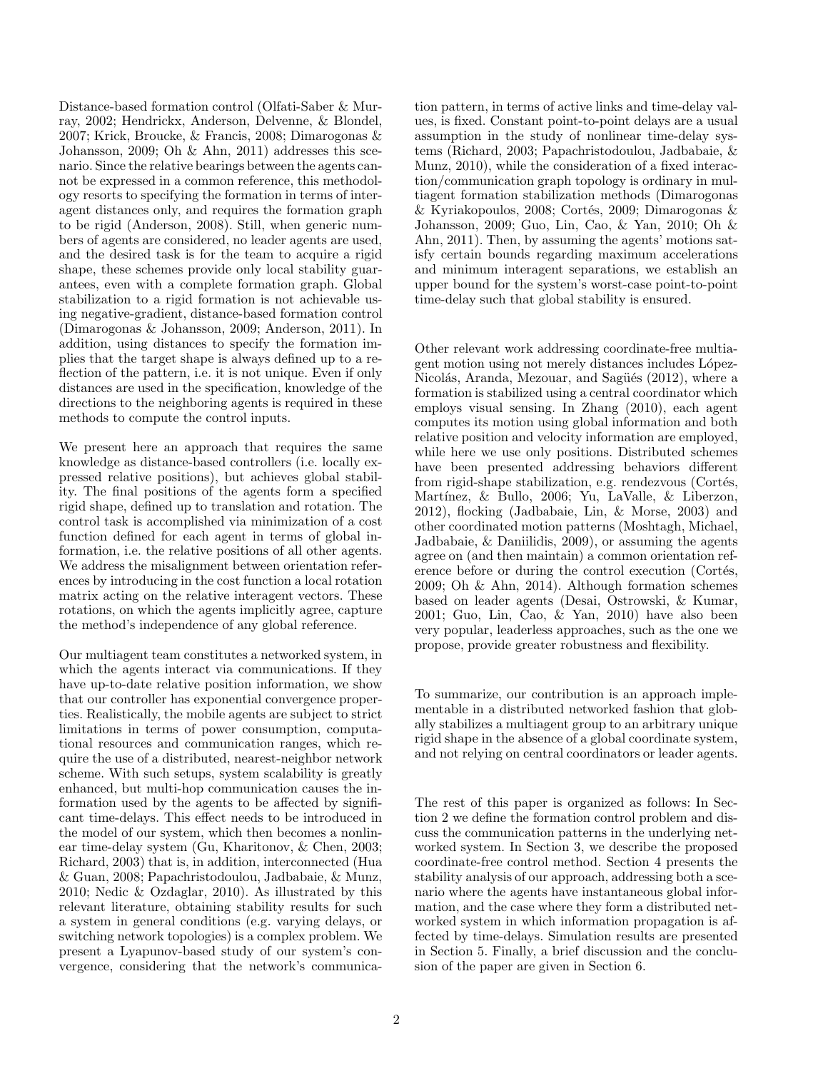Distance-based formation control (Olfati-Saber & Murray, 2002; Hendrickx, Anderson, Delvenne, & Blondel, 2007; Krick, Broucke, & Francis, 2008; Dimarogonas & Johansson, 2009; Oh & Ahn, 2011) addresses this scenario. Since the relative bearings between the agents cannot be expressed in a common reference, this methodology resorts to specifying the formation in terms of interagent distances only, and requires the formation graph to be rigid (Anderson, 2008). Still, when generic numbers of agents are considered, no leader agents are used, and the desired task is for the team to acquire a rigid shape, these schemes provide only local stability guarantees, even with a complete formation graph. Global stabilization to a rigid formation is not achievable using negative-gradient, distance-based formation control (Dimarogonas & Johansson, 2009; Anderson, 2011). In addition, using distances to specify the formation implies that the target shape is always defined up to a reflection of the pattern, i.e. it is not unique. Even if only distances are used in the specification, knowledge of the directions to the neighboring agents is required in these methods to compute the control inputs.

We present here an approach that requires the same knowledge as distance-based controllers (i.e. locally expressed relative positions), but achieves global stability. The final positions of the agents form a specified rigid shape, defined up to translation and rotation. The control task is accomplished via minimization of a cost function defined for each agent in terms of global information, i.e. the relative positions of all other agents. We address the misalignment between orientation references by introducing in the cost function a local rotation matrix acting on the relative interagent vectors. These rotations, on which the agents implicitly agree, capture the method's independence of any global reference.

Our multiagent team constitutes a networked system, in which the agents interact via communications. If they have up-to-date relative position information, we show that our controller has exponential convergence properties. Realistically, the mobile agents are subject to strict limitations in terms of power consumption, computational resources and communication ranges, which require the use of a distributed, nearest-neighbor network scheme. With such setups, system scalability is greatly enhanced, but multi-hop communication causes the information used by the agents to be affected by significant time-delays. This effect needs to be introduced in the model of our system, which then becomes a nonlinear time-delay system (Gu, Kharitonov, & Chen, 2003; Richard, 2003) that is, in addition, interconnected (Hua & Guan, 2008; Papachristodoulou, Jadbabaie, & Munz, 2010; Nedic & Ozdaglar, 2010). As illustrated by this relevant literature, obtaining stability results for such a system in general conditions (e.g. varying delays, or switching network topologies) is a complex problem. We present a Lyapunov-based study of our system's convergence, considering that the network's communication pattern, in terms of active links and time-delay values, is fixed. Constant point-to-point delays are a usual assumption in the study of nonlinear time-delay systems (Richard, 2003; Papachristodoulou, Jadbabaie, & Munz, 2010), while the consideration of a fixed interaction/communication graph topology is ordinary in multiagent formation stabilization methods (Dimarogonas & Kyriakopoulos, 2008; Cortés, 2009; Dimarogonas & Johansson, 2009; Guo, Lin, Cao, & Yan, 2010; Oh & Ahn, 2011). Then, by assuming the agents' motions satisfy certain bounds regarding maximum accelerations and minimum interagent separations, we establish an upper bound for the system's worst-case point-to-point time-delay such that global stability is ensured.

Other relevant work addressing coordinate-free multiagent motion using not merely distances includes López-Nicolás, Aranda, Mezouar, and Sagüés (2012), where a formation is stabilized using a central coordinator which employs visual sensing. In Zhang (2010), each agent computes its motion using global information and both relative position and velocity information are employed, while here we use only positions. Distributed schemes have been presented addressing behaviors different from rigid-shape stabilization, e.g. rendezvous (Cortés, Martínez, & Bullo, 2006; Yu, LaValle, & Liberzon, 2012), flocking (Jadbabaie, Lin, & Morse, 2003) and other coordinated motion patterns (Moshtagh, Michael, Jadbabaie, & Daniilidis, 2009), or assuming the agents agree on (and then maintain) a common orientation reference before or during the control execution (Cortés, 2009; Oh & Ahn, 2014). Although formation schemes based on leader agents (Desai, Ostrowski, & Kumar, 2001; Guo, Lin, Cao, & Yan, 2010) have also been very popular, leaderless approaches, such as the one we propose, provide greater robustness and flexibility.

To summarize, our contribution is an approach implementable in a distributed networked fashion that globally stabilizes a multiagent group to an arbitrary unique rigid shape in the absence of a global coordinate system, and not relying on central coordinators or leader agents.

The rest of this paper is organized as follows: In Section 2 we define the formation control problem and discuss the communication patterns in the underlying networked system. In Section 3, we describe the proposed coordinate-free control method. Section 4 presents the stability analysis of our approach, addressing both a scenario where the agents have instantaneous global information, and the case where they form a distributed networked system in which information propagation is affected by time-delays. Simulation results are presented in Section 5. Finally, a brief discussion and the conclusion of the paper are given in Section 6.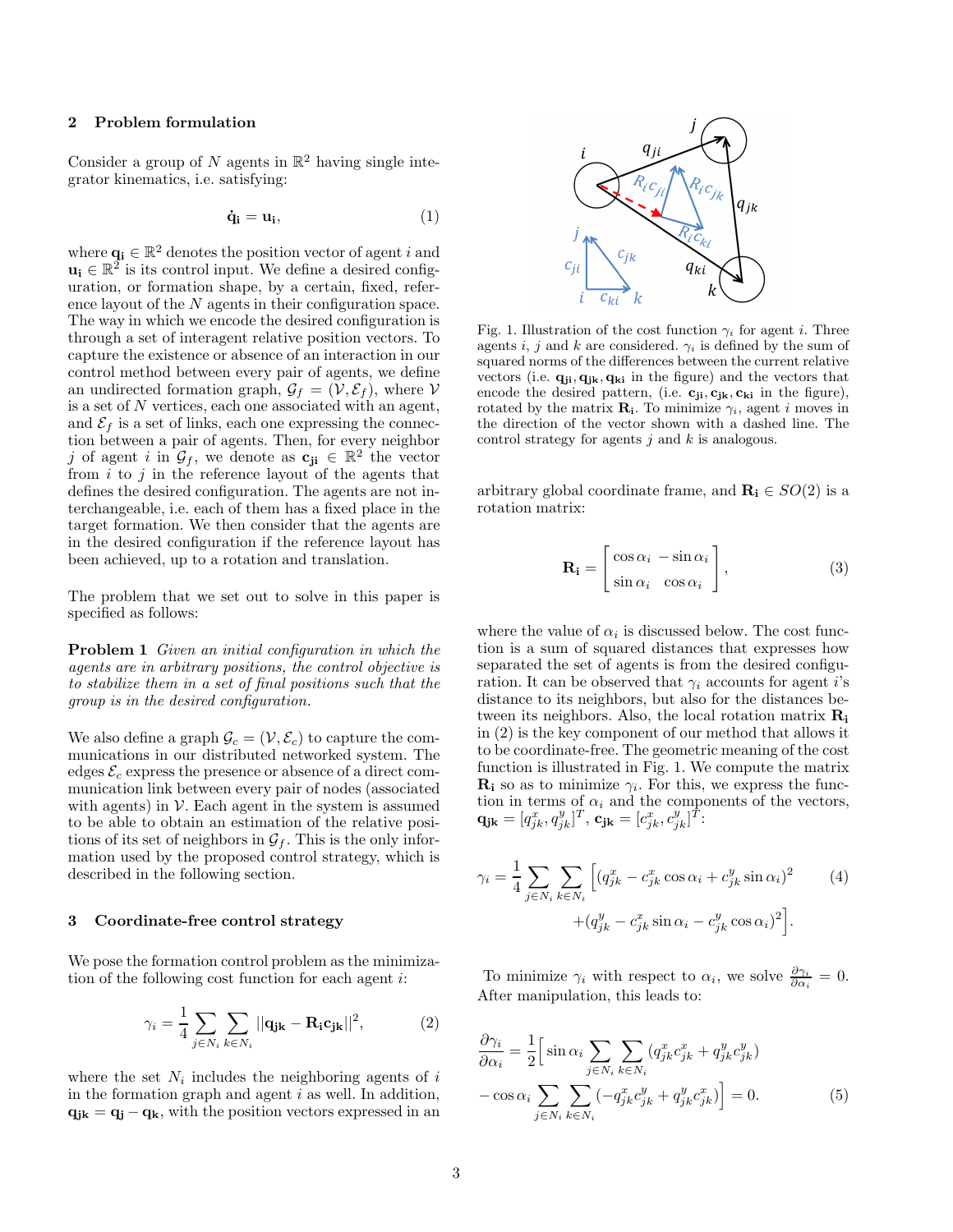## 2 Problem formulation

Consider a group of $N$ agents in $\mathbb{R}^2$ having single integrator kinematics, i.e. satisfying:

$$\dot{\mathbf{q}}_\mathbf{i} = \mathbf{u}_\mathbf{i}, \tag{1}$$

where $\mathbf{q}_\mathbf{i} \in \mathbb{R}^2$ denotes the position vector of agent $i$ and $\mathbf{u}_\mathbf{i} \in \mathbb{R}^2$ is its control input. We define a desired configuration, or formation shape, by a certain, fixed, reference layout of the $N$ agents in their configuration space. The way in which we encode the desired configuration is through a set of interagent relative position vectors. To capture the existence or absence of an interaction in our control method between every pair of agents, we define an undirected formation graph, $\mathcal{G}_f = (\mathcal{V}, \mathcal{E}_f)$, where $\mathcal{V}$ is a set of $N$ vertices, each one associated with an agent, and $\mathcal{E}_f$ is a set of links, each one expressing the connection between a pair of agents. Then, for every neighbor $j$ of agent $i$ in $\mathcal{G}_f$, we denote as $\mathbf{c}_\mathbf{ji} \in \mathbb{R}^2$ the vector from $i$ to $j$ in the reference layout of the agents that defines the desired configuration. The agents are not interchangeable, i.e. each of them has a fixed place in the target formation. We then consider that the agents are in the desired configuration if the reference layout has been achieved, up to a rotation and translation.

The problem that we set out to solve in this paper is specified as follows:

**Problem 1** *Given an initial configuration in which the agents are in arbitrary positions, the control objective is to stabilize them in a set of final positions such that the group is in the desired configuration.*

We also define a graph $\mathcal{G}_c = (\mathcal{V}, \mathcal{E}_c)$ to capture the communications in our distributed networked system. The edges $\mathcal{E}_c$ express the presence or absence of a direct communication link between every pair of nodes (associated with agents) in $\mathcal{V}$. Each agent in the system is assumed to be able to obtain an estimation of the relative positions of its set of neighbors in $\mathcal{G}_f$. This is the only information used by the proposed control strategy, which is described in the following section.

## 3 Coordinate-free control strategy

We pose the formation control problem as the minimization of the following cost function for each agent $i$:

$$\gamma_i = \frac{1}{4} \sum_{j \in N_i} \sum_{k \in N_i} ||\mathbf{q}_\mathbf{jk} - \mathbf{R}_\mathbf{i}\mathbf{c}_\mathbf{jk}||^2, \tag{2}$$

where the set $N_i$ includes the neighboring agents of $i$ in the formation graph and agent $i$ as well. In addition, $\mathbf{q}_\mathbf{jk} = \mathbf{q}_\mathbf{j} - \mathbf{q}_\mathbf{k}$, with the position vectors expressed in an arbitrary global coordinate frame, and $\mathbf{R}_\mathbf{i} \in SO(2)$ is a rotation matrix:

Fig. 1. Illustration of the cost function $\gamma_i$ for agent $i$. Three agents $i$, $j$ and $k$ are considered. $\gamma_i$ is defined by the sum of squared norms of the differences between the current relative vectors (i.e. $\mathbf{q}_\mathbf{ji}, \mathbf{q}_\mathbf{jk}, \mathbf{q}_\mathbf{ki}$ in the figure) and the vectors that encode the desired pattern, (i.e. $\mathbf{c}_\mathbf{ji}, \mathbf{c}_\mathbf{jk}, \mathbf{c}_\mathbf{ki}$ in the figure), rotated by the matrix $\mathbf{R}_\mathbf{i}$. To minimize $\gamma_i$, agent $i$ moves in the direction of the vector shown with a dashed line. The control strategy for agents $j$ and $k$ is analogous.

$$\mathbf{R}_\mathbf{i} = \begin{bmatrix} \cos\alpha_i & -\sin\alpha_i \\ \sin\alpha_i & \cos\alpha_i \end{bmatrix}, \tag{3}$$

where the value of $\alpha_i$ is discussed below. The cost function is a sum of squared distances that expresses how separated the set of agents is from the desired configuration. It can be observed that $\gamma_i$ accounts for agent $i$'s distance to its neighbors, but also for the distances between its neighbors. Also, the local rotation matrix $\mathbf{R}_\mathbf{i}$ in (2) is the key component of our method that allows it to be coordinate-free. The geometric meaning of the cost function is illustrated in Fig. 1. We compute the matrix $\mathbf{R}_\mathbf{i}$ so as to minimize $\gamma_i$. For this, we express the function in terms of $\alpha_i$ and the components of the vectors, $\mathbf{q}_\mathbf{jk} = [q_{jk}^x, q_{jk}^y]^T$, $\mathbf{c}_\mathbf{jk} = [c_{jk}^x, c_{jk}^y]^T$:

$$\gamma_i = \frac{1}{4} \sum_{j \in N_i} \sum_{k \in N_i} \Big[ (q_{jk}^x - c_{jk}^x \cos\alpha_i + c_{jk}^y \sin\alpha_i)^2 + (q_{jk}^y - c_{jk}^x \sin\alpha_i - c_{jk}^y \cos\alpha_i)^2 \Big]. \tag{4}$$

To minimize $\gamma_i$ with respect to $\alpha_i$, we solve $\frac{\partial \gamma_i}{\partial \alpha_i} = 0$. After manipulation, this leads to:

$$\frac{\partial \gamma_i}{\partial \alpha_i} = \frac{1}{2} \Big[ \sin\alpha_i \sum_{j \in N_i} \sum_{k \in N_i} (q_{jk}^x c_{jk}^x + q_{jk}^y c_{jk}^y) - \cos\alpha_i \sum_{j \in N_i} \sum_{k \in N_i} (-q_{jk}^x c_{jk}^y + q_{jk}^y c_{jk}^x) \Big] = 0. \tag{5}$$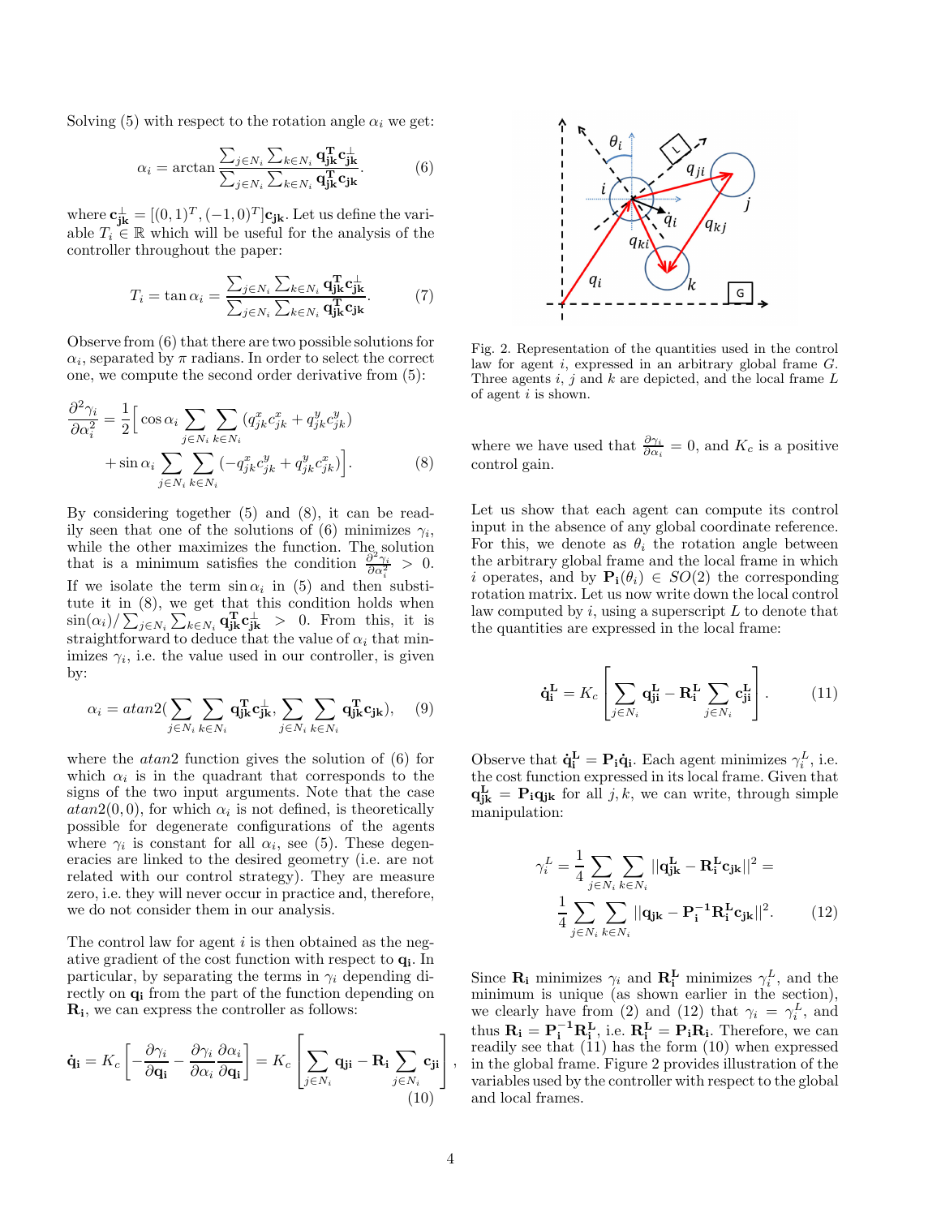Solving (5) with respect to the rotation angle $\alpha_i$ we get:

$$\alpha_i = \arctan \frac{\sum_{j \in N_i} \sum_{k \in N_i} \mathbf{q_{jk}^T} \mathbf{c_{jk}^\perp}}{\sum_{j \in N_i} \sum_{k \in N_i} \mathbf{q_{jk}^T} \mathbf{c_{jk}}}. \tag{6}$$

where $\mathbf{c_{jk}^\perp} = [(0,1)^T, (-1,0)^T]\mathbf{c_{jk}}$. Let us define the variable $T_i \in \mathbb{R}$ which will be useful for the analysis of the controller throughout the paper:

$$T_i = \tan \alpha_i = \frac{\sum_{j \in N_i} \sum_{k \in N_i} \mathbf{q_{jk}^T} \mathbf{c_{jk}^\perp}}{\sum_{j \in N_i} \sum_{k \in N_i} \mathbf{q_{jk}^T} \mathbf{c_{jk}}}. \tag{7}$$

Observe from (6) that there are two possible solutions for $\alpha_i$, separated by $\pi$ radians. In order to select the correct one, we compute the second order derivative from (5):

$$\frac{\partial^2 \gamma_i}{\partial \alpha_i^2} = \frac{1}{2}\Big[ \cos \alpha_i \sum_{j \in N_i} \sum_{k \in N_i} (q_{jk}^x c_{jk}^x + q_{jk}^y c_{jk}^y) + \sin \alpha_i \sum_{j \in N_i} \sum_{k \in N_i} (-q_{jk}^x c_{jk}^y + q_{jk}^y c_{jk}^x)\Big]. \tag{8}$$

By considering together (5) and (8), it can be readily seen that one of the solutions of (6) minimizes $\gamma_i$, while the other maximizes the function. The solution that is a minimum satisfies the condition $\frac{\partial^2 \gamma_i}{\partial \alpha_i^2} > 0$. If we isolate the term $\sin \alpha_i$ in (5) and then substitute it in (8), we get that this condition holds when $\sin(\alpha_i)/\sum_{j \in N_i} \sum_{k \in N_i} \mathbf{q_{jk}^T} \mathbf{c_{jk}^\perp} > 0$. From this, it is straightforward to deduce that the value of $\alpha_i$ that minimizes $\gamma_i$, i.e. the value used in our controller, is given by:

$$\alpha_i = atan2\Big(\sum_{j \in N_i} \sum_{k \in N_i} \mathbf{q_{jk}^T} \mathbf{c_{jk}^\perp}, \sum_{j \in N_i} \sum_{k \in N_i} \mathbf{q_{jk}^T} \mathbf{c_{jk}}\Big), \tag{9}$$

where the $atan2$ function gives the solution of (6) for which $\alpha_i$ is in the quadrant that corresponds to the signs of the two input arguments. Note that the case $atan2(0,0)$, for which $\alpha_i$ is not defined, is theoretically possible for degenerate configurations of the agents where $\gamma_i$ is constant for all $\alpha_i$, see (5). These degeneracies are linked to the desired geometry (i.e. are not related with our control strategy). They are measure zero, i.e. they will never occur in practice and, therefore, we do not consider them in our analysis.

The control law for agent $i$ is then obtained as the negative gradient of the cost function with respect to $\mathbf{q_i}$. In particular, by separating the terms in $\gamma_i$ depending directly on $\mathbf{q_i}$ from the part of the function depending on $\mathbf{R_i}$, we can express the controller as follows:

$$\mathbf{\dot{q}_i} = K_c \left[ -\frac{\partial \gamma_i}{\partial \mathbf{q_i}} - \frac{\partial \gamma_i}{\partial \alpha_i} \frac{\partial \alpha_i}{\partial \mathbf{q_i}} \right] = K_c \left[ \sum_{j \in N_i} \mathbf{q_{ji}} - \mathbf{R_i} \sum_{j \in N_i} \mathbf{c_{ji}} \right], \tag{10}$$

where we have used that $\frac{\partial \gamma_i}{\partial \alpha_i} = 0$, and $K_c$ is a positive control gain.

Fig. 2. Representation of the quantities used in the control law for agent $i$, expressed in an arbitrary global frame $G$. Three agents $i$, $j$ and $k$ are depicted, and the local frame $L$ of agent $i$ is shown.

Let us show that each agent can compute its control input in the absence of any global coordinate reference. For this, we denote as $\theta_i$ the rotation angle between the arbitrary global frame and the local frame in which $i$ operates, and by $\mathbf{P_i}(\theta_i) \in SO(2)$ the corresponding rotation matrix. Let us now write down the local control law computed by $i$, using a superscript $L$ to denote that the quantities are expressed in the local frame:

$$\mathbf{\dot{q}_i^L} = K_c \left[ \sum_{j \in N_i} \mathbf{q_{ji}^L} - \mathbf{R_i^L} \sum_{j \in N_i} \mathbf{c_{ji}^L} \right]. \tag{11}$$

Observe that $\mathbf{\dot{q}_i^L} = \mathbf{P_i} \mathbf{\dot{q}_i}$. Each agent minimizes $\gamma_i^L$, i.e. the cost function expressed in its local frame. Given that $\mathbf{q_{jk}^L} = \mathbf{P_i} \mathbf{q_{jk}}$ for all $j, k$, we can write, through simple manipulation:

$$\gamma_i^L = \frac{1}{4} \sum_{j \in N_i} \sum_{k \in N_i} ||\mathbf{q_{jk}^L} - \mathbf{R_i^L} \mathbf{c_{jk}}||^2 = \frac{1}{4} \sum_{j \in N_i} \sum_{k \in N_i} ||\mathbf{q_{jk}} - \mathbf{P_i^{-1}} \mathbf{R_i^L} \mathbf{c_{jk}}||^2. \tag{12}$$

Since $\mathbf{R_i}$ minimizes $\gamma_i$ and $\mathbf{R_i^L}$ minimizes $\gamma_i^L$, and the minimum is unique (as shown earlier in the section), we clearly have from (2) and (12) that $\gamma_i = \gamma_i^L$, and thus $\mathbf{R_i} = \mathbf{P_i^{-1}} \mathbf{R_i^L}$, i.e. $\mathbf{R_i^L} = \mathbf{P_i} \mathbf{R_i}$. Therefore, we can readily see that (11) has the form (10) when expressed in the global frame. Figure 2 provides illustration of the variables used by the controller with respect to the global and local frames.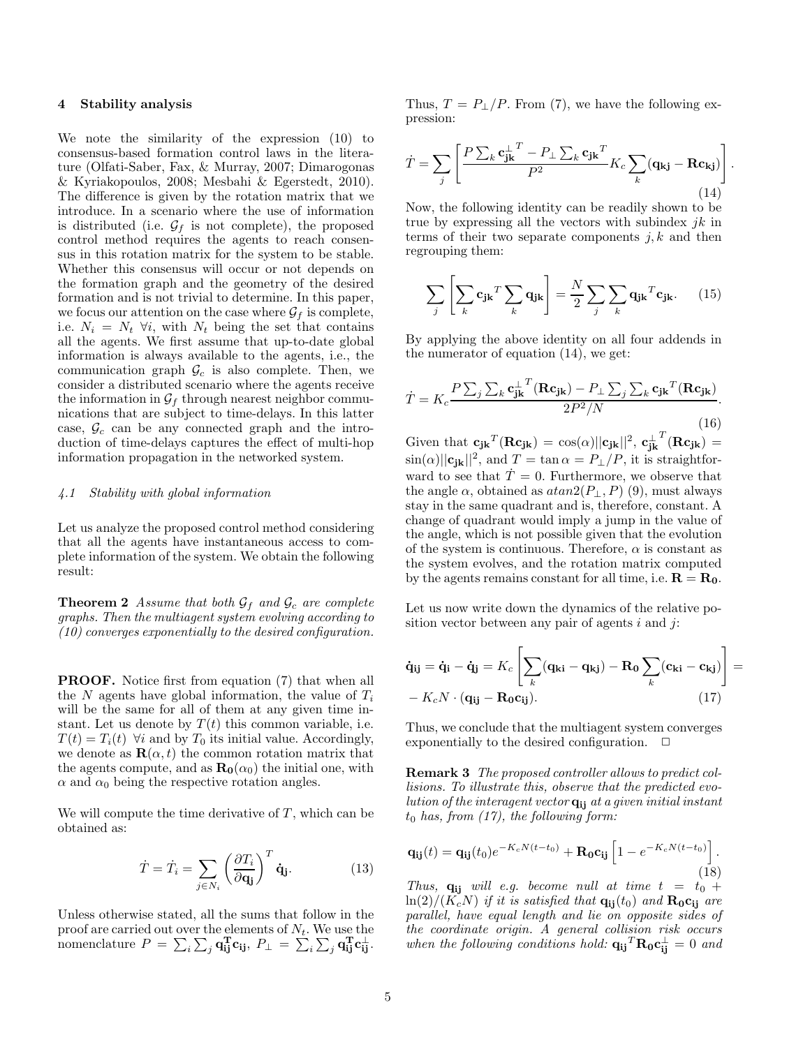## 4 Stability analysis

We note the similarity of the expression (10) to consensus-based formation control laws in the literature (Olfati-Saber, Fax, & Murray, 2007; Dimarogonas & Kyriakopoulos, 2008; Mesbahi & Egerstedt, 2010). The difference is given by the rotation matrix that we introduce. In a scenario where the use of information is distributed (i.e. $\mathcal{G}_f$ is not complete), the proposed control method requires the agents to reach consensus in this rotation matrix for the system to be stable. Whether this consensus will occur or not depends on the formation graph and the geometry of the desired formation and is not trivial to determine. In this paper, we focus our attention on the case where $\mathcal{G}_f$ is complete, i.e. $N_i = N_t \;\forall i$, with $N_t$ being the set that contains all the agents. We first assume that up-to-date global information is always available to the agents, i.e., the communication graph $\mathcal{G}_c$ is also complete. Then, we consider a distributed scenario where the agents receive the information in $\mathcal{G}_f$ through nearest neighbor communications that are subject to time-delays. In this latter case, $\mathcal{G}_c$ can be any connected graph and the introduction of time-delays captures the effect of multi-hop information propagation in the networked system.

### 4.1 Stability with global information

Let us analyze the proposed control method considering that all the agents have instantaneous access to complete information of the system. We obtain the following result:

**Theorem 2** *Assume that both $\mathcal{G}_f$ and $\mathcal{G}_c$ are complete graphs. Then the multiagent system evolving according to (10) converges exponentially to the desired configuration.*

**PROOF.** Notice first from equation (7) that when all the $N$ agents have global information, the value of $T_i$ will be the same for all of them at any given time instant. Let us denote by $T(t)$ this common variable, i.e. $T(t) = T_i(t) \;\forall i$ and by $T_0$ its initial value. Accordingly, we denote as $\mathbf{R}(\alpha, t)$ the common rotation matrix that the agents compute, and as $\mathbf{R_0}(\alpha_0)$ the initial one, with $\alpha$ and $\alpha_0$ being the respective rotation angles.

We will compute the time derivative of $T$, which can be obtained as:

$$\dot{T} = \dot{T}_i = \sum_{j \in N_i} \left( \frac{\partial T_i}{\partial \mathbf{q_j}} \right)^T \dot{\mathbf{q}}_\mathbf{j}. \tag{13}$$

Unless otherwise stated, all the sums that follow in the proof are carried out over the elements of $N_t$. We use the nomenclature $P = \sum_i \sum_j \mathbf{q_{ij}^T} \mathbf{c_{ij}}$, $P_\perp = \sum_i \sum_j \mathbf{q_{ij}^T} \mathbf{c_{ij}^\perp}$. Thus, $T = P_\perp / P$. From (7), we have the following expression:

$$\dot{T} = \sum_j \left[ \frac{P \sum_k \mathbf{c_{jk}^\perp}^T - P_\perp \sum_k \mathbf{c_{jk}}^T}{P^2} K_c \sum_k (\mathbf{q_{kj}} - \mathbf{R} \mathbf{c_{kj}}) \right]. \tag{14}$$

Now, the following identity can be readily shown to be true by expressing all the vectors with subindex $jk$ in terms of their two separate components $j, k$ and then regrouping them:

$$\sum_j \left[ \sum_k \mathbf{c_{jk}}^T \sum_k \mathbf{q_{jk}} \right] = \frac{N}{2} \sum_j \sum_k \mathbf{q_{jk}}^T \mathbf{c_{jk}}. \tag{15}$$

By applying the above identity on all four addends in the numerator of equation (14), we get:

$$\dot{T} = K_c \frac{P \sum_j \sum_k \mathbf{c_{jk}^\perp}^T (\mathbf{R} \mathbf{c_{jk}}) - P_\perp \sum_j \sum_k \mathbf{c_{jk}}^T (\mathbf{R} \mathbf{c_{jk}})}{2P^2/N}. \tag{16}$$

Given that $\mathbf{c_{jk}}^T (\mathbf{R} \mathbf{c_{jk}}) = \cos(\alpha) ||\mathbf{c_{jk}}||^2$, $\mathbf{c_{jk}^\perp}^T (\mathbf{R} \mathbf{c_{jk}}) = \sin(\alpha) ||\mathbf{c_{jk}}||^2$, and $T = \tan \alpha = P_\perp / P$, it is straightforward to see that $\dot{T} = 0$. Furthermore, we observe that the angle $\alpha$, obtained as $atan2(P_\perp, P)$ (9), must always stay in the same quadrant and is, therefore, constant. A change of quadrant would imply a jump in the value of the angle, which is not possible given that the evolution of the system is continuous. Therefore, $\alpha$ is constant as the system evolves, and the rotation matrix computed by the agents remains constant for all time, i.e. $\mathbf{R} = \mathbf{R_0}$.

Let us now write down the dynamics of the relative position vector between any pair of agents $i$ and $j$:

$$\dot{\mathbf{q}}_\mathbf{ij} = \dot{\mathbf{q}}_\mathbf{i} - \dot{\mathbf{q}}_\mathbf{j} = K_c \left[ \sum_k (\mathbf{q_{ki}} - \mathbf{q_{kj}}) - \mathbf{R_0} \sum_k (\mathbf{c_{ki}} - \mathbf{c_{kj}}) \right] = - K_c N \cdot (\mathbf{q_{ij}} - \mathbf{R_0} \mathbf{c_{ij}}). \tag{17}$$

Thus, we conclude that the multiagent system converges exponentially to the desired configuration. $\square$

**Remark 3** *The proposed controller allows to predict collisions. To illustrate this, observe that the predicted evolution of the interagent vector $\mathbf{q_{ij}}$ at a given initial instant $t_0$ has, from (17), the following form:*

$$\mathbf{q_{ij}}(t) = \mathbf{q_{ij}}(t_0) e^{-K_c N (t - t_0)} + \mathbf{R_0} \mathbf{c_{ij}} \left[ 1 - e^{-K_c N (t - t_0)} \right]. \tag{18}$$

*Thus, $\mathbf{q_{ij}}$ will e.g. become null at time $t = t_0 + \ln(2)/(K_c N)$ if it is satisfied that $\mathbf{q_{ij}}(t_0)$ and $\mathbf{R_0} \mathbf{c_{ij}}$ are parallel, have equal length and lie on opposite sides of the coordinate origin. A general collision risk occurs when the following conditions hold: $\mathbf{q_{ij}}^T \mathbf{R_0} \mathbf{c_{ij}^\perp} = 0$ and*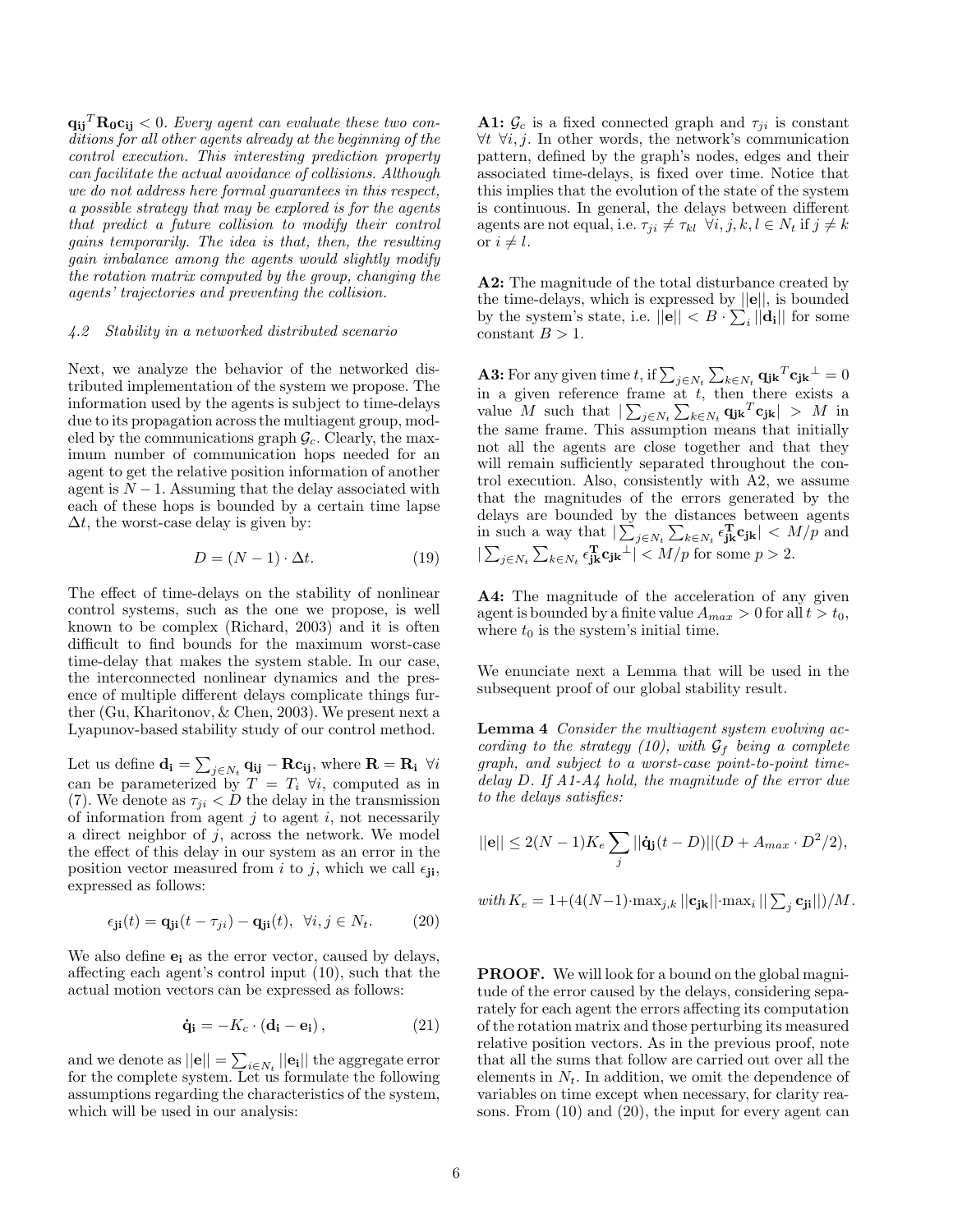$\mathbf{q_{ij}}^T \mathbf{R_0} \mathbf{c_{ij}} < 0$. *Every agent can evaluate these two conditions for all other agents already at the beginning of the control execution. This interesting prediction property can facilitate the actual avoidance of collisions. Although we do not address here formal guarantees in this respect, a possible strategy that may be explored is for the agents that predict a future collision to modify their control gains temporarily. The idea is that, then, the resulting gain imbalance among the agents would slightly modify the rotation matrix computed by the group, changing the agents' trajectories and preventing the collision.*

### *4.2 Stability in a networked distributed scenario*

Next, we analyze the behavior of the networked distributed implementation of the system we propose. The information used by the agents is subject to time-delays due to its propagation across the multiagent group, modeled by the communications graph $\mathcal{G}_c$. Clearly, the maximum number of communication hops needed for an agent to get the relative position information of another agent is $N-1$. Assuming that the delay associated with each of these hops is bounded by a certain time lapse $\Delta t$, the worst-case delay is given by:

$$D = (N-1) \cdot \Delta t. \tag{19}$$

The effect of time-delays on the stability of nonlinear control systems, such as the one we propose, is well known to be complex (Richard, 2003) and it is often difficult to find bounds for the maximum worst-case time-delay that makes the system stable. In our case, the interconnected nonlinear dynamics and the presence of multiple different delays complicate things further (Gu, Kharitonov, & Chen, 2003). We present next a Lyapunov-based stability study of our control method.

Let us define $\mathbf{d_i} = \sum_{j \in N_t} \mathbf{q_{ij}} - \mathbf{R}\mathbf{c_{ij}}$, where $\mathbf{R} = \mathbf{R_i} \ \forall i$ can be parameterized by $T = T_i \ \forall i$, computed as in (7). We denote as $\tau_{ji} < D$ the delay in the transmission of information from agent $j$ to agent $i$, not necessarily a direct neighbor of $j$, across the network. We model the effect of this delay in our system as an error in the position vector measured from $i$ to $j$, which we call $\epsilon_{\mathbf{ji}}$, expressed as follows:

$$\epsilon_{\mathbf{ji}}(t) = \mathbf{q_{ji}}(t - \tau_{ji}) - \mathbf{q_{ji}}(t), \ \ \forall i, j \in N_t. \tag{20}$$

We also define $\mathbf{e_i}$ as the error vector, caused by delays, affecting each agent's control input (10), such that the actual motion vectors can be expressed as follows:

$$\dot{\mathbf{q}}_{\mathbf{i}} = -K_c \cdot (\mathbf{d_i} - \mathbf{e_i}), \tag{21}$$

and we denote as $||\mathbf{e}|| = \sum_{i \in N_t} ||\mathbf{e_i}||$ the aggregate error for the complete system. Let us formulate the following assumptions regarding the characteristics of the system, which will be used in our analysis:

**A1:** $\mathcal{G}_c$ is a fixed connected graph and $\tau_{ji}$ is constant $\forall t \ \forall i, j$. In other words, the network's communication pattern, defined by the graph's nodes, edges and their associated time-delays, is fixed over time. Notice that this implies that the evolution of the state of the system is continuous. In general, the delays between different agents are not equal, i.e. $\tau_{ji} \neq \tau_{kl} \ \ \forall i, j, k, l \in N_t$ if $j \neq k$ or $i \neq l$.

**A2:** The magnitude of the total disturbance created by the time-delays, which is expressed by $||\mathbf{e}||$, is bounded by the system's state, i.e. $||\mathbf{e}|| < B \cdot \sum_i ||\mathbf{d_i}||$ for some constant $B > 1$.

**A3:** For any given time $t$, if $\sum_{j \in N_t} \sum_{k \in N_t} \mathbf{q_{jk}}^T \mathbf{c_{jk}}^{\perp} = 0$ in a given reference frame at $t$, then there exists a value $M$ such that $|\sum_{j \in N_t} \sum_{k \in N_t} \mathbf{q_{jk}}^T \mathbf{c_{jk}}| > M$ in the same frame. This assumption means that initially not all the agents are close together and that they will remain sufficiently separated throughout the control execution. Also, consistently with A2, we assume that the magnitudes of the errors generated by the delays are bounded by the distances between agents in such a way that $|\sum_{j \in N_t} \sum_{k \in N_t} \epsilon_{\mathbf{jk}}^{\mathbf{T}} \mathbf{c_{jk}}| < M/p$ and $|\sum_{j \in N_t} \sum_{k \in N_t} \epsilon_{\mathbf{jk}}^{\mathbf{T}} \mathbf{c_{jk}}^{\perp}| < M/p$ for some $p > 2$.

**A4:** The magnitude of the acceleration of any given agent is bounded by a finite value $A_{max} > 0$ for all $t > t_0$, where $t_0$ is the system's initial time.

We enunciate next a Lemma that will be used in the subsequent proof of our global stability result.

**Lemma 4** *Consider the multiagent system evolving according to the strategy (10), with $\mathcal{G}_f$ being a complete graph, and subject to a worst-case point-to-point time-delay $D$. If A1-A4 hold, the magnitude of the error due to the delays satisfies:*

$$||\mathbf{e}|| \leq 2(N-1)K_e \sum_j ||\dot{\mathbf{q}}_{\mathbf{j}}(t - D)||(D + A_{max} \cdot D^2/2),$$

*with* $K_e = 1 + (4(N-1) \cdot \max_{j,k} ||\mathbf{c_{jk}}|| \cdot \max_i || \sum_j \mathbf{c_{ji}}||)/M$.

**PROOF.** We will look for a bound on the global magnitude of the error caused by the delays, considering separately for each agent the errors affecting its computation of the rotation matrix and those perturbing its measured relative position vectors. As in the previous proof, note that all the sums that follow are carried out over all the elements in $N_t$. In addition, we omit the dependence of variables on time except when necessary, for clarity reasons. From (10) and (20), the input for every agent can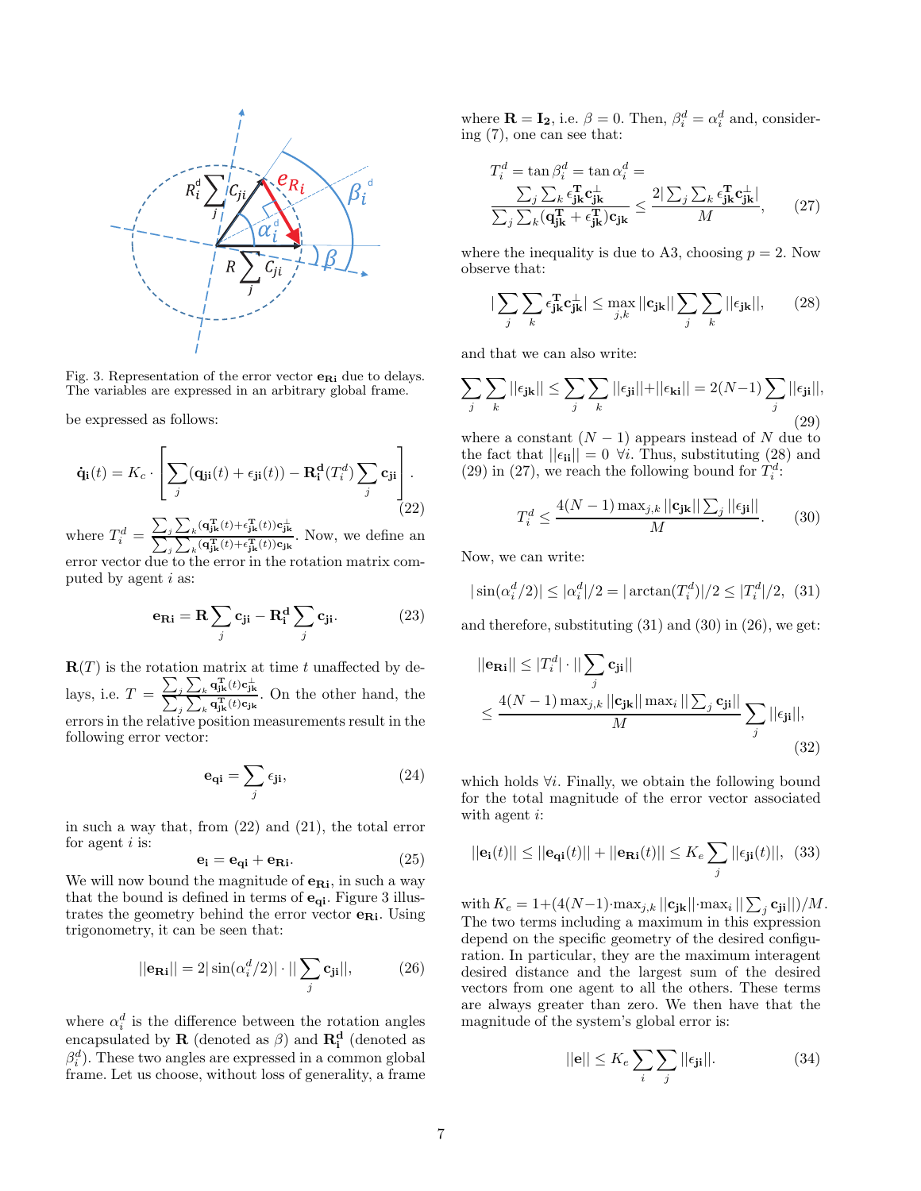Fig. 3. Representation of the error vector $\mathbf{e_{Ri}}$ due to delays. The variables are expressed in an arbitrary global frame.

be expressed as follows:

$$\dot{\mathbf{q}}_{\mathbf{i}}(t) = K_c \cdot \left[ \sum_j (\mathbf{q_{ji}}(t) + \epsilon_{\mathbf{ji}}(t)) - \mathbf{R_i^d}(T_i^d) \sum_j \mathbf{c_{ji}} \right]. \tag{22}$$

where $T_i^d = \frac{\sum_j \sum_k (\mathbf{q_{jk}^T}(t) + \epsilon_{\mathbf{jk}}^{\mathbf{T}}(t)) \mathbf{c_{jk}^\perp}}{\sum_j \sum_k (\mathbf{q_{jk}^T}(t) + \epsilon_{\mathbf{jk}}^{\mathbf{T}}(t)) \mathbf{c_{jk}}}$. Now, we define an error vector due to the error in the rotation matrix computed by agent $i$ as:

$$\mathbf{e_{Ri}} = \mathbf{R} \sum_j \mathbf{c_{ji}} - \mathbf{R_i^d} \sum_j \mathbf{c_{ji}}. \tag{23}$$

$\mathbf{R}(T)$ is the rotation matrix at time $t$ unaffected by delays, i.e. $T = \frac{\sum_j \sum_k \mathbf{q_{jk}^T}(t) \mathbf{c_{jk}^\perp}}{\sum_j \sum_k \mathbf{q_{jk}^T}(t) \mathbf{c_{jk}}}$. On the other hand, the errors in the relative position measurements result in the following error vector:

$$\mathbf{e_{qi}} = \sum_j \epsilon_{\mathbf{ji}}, \tag{24}$$

in such a way that, from (22) and (21), the total error for agent $i$ is:

$$\mathbf{e_i} = \mathbf{e_{qi}} + \mathbf{e_{Ri}}. \tag{25}$$

We will now bound the magnitude of $\mathbf{e_{Ri}}$, in such a way that the bound is defined in terms of $\mathbf{e_{qi}}$. Figure 3 illustrates the geometry behind the error vector $\mathbf{e_{Ri}}$. Using trigonometry, it can be seen that:

$$||\mathbf{e_{Ri}}|| = 2 |\sin(\alpha_i^d/2)| \cdot || \sum_j \mathbf{c_{ji}}||, \tag{26}$$

where $\alpha_i^d$ is the difference between the rotation angles encapsulated by $\mathbf{R}$ (denoted as $\beta$) and $\mathbf{R_i^d}$ (denoted as $\beta_i^d$). These two angles are expressed in a common global frame. Let us choose, without loss of generality, a frame where $\mathbf{R} = \mathbf{I_2}$, i.e. $\beta = 0$. Then, $\beta_i^d = \alpha_i^d$ and, considering (7), one can see that:

$$T_i^d = \tan \beta_i^d = \tan \alpha_i^d = \frac{\sum_j \sum_k \epsilon_{\mathbf{jk}}^{\mathbf{T}} \mathbf{c_{jk}^\perp}}{\sum_j \sum_k (\mathbf{q_{jk}^T} + \epsilon_{\mathbf{jk}}^{\mathbf{T}}) \mathbf{c_{jk}}} \leq \frac{2 |\sum_j \sum_k \epsilon_{\mathbf{jk}}^{\mathbf{T}} \mathbf{c_{jk}^\perp}|}{M}, \tag{27}$$

where the inequality is due to A3, choosing $p = 2$. Now observe that:

$$|\sum_j \sum_k \epsilon_{\mathbf{jk}}^{\mathbf{T}} \mathbf{c_{jk}^\perp}| \leq \max_{j,k} ||\mathbf{c_{jk}}|| \sum_j \sum_k ||\epsilon_{\mathbf{jk}}||, \tag{28}$$

and that we can also write:

$$\sum_j \sum_k ||\epsilon_{\mathbf{jk}}|| \leq \sum_j \sum_k ||\epsilon_{\mathbf{ji}}|| + ||\epsilon_{\mathbf{ki}}|| = 2(N-1) \sum_j ||\epsilon_{\mathbf{ji}}||, \tag{29}$$

where a constant $(N-1)$ appears instead of $N$ due to the fact that $||\epsilon_{\mathbf{ii}}|| = 0 \ \forall i$. Thus, substituting (28) and (29) in (27), we reach the following bound for $T_i^d$:

$$T_i^d \leq \frac{4(N-1) \max_{j,k} ||\mathbf{c_{jk}}|| \sum_j ||\epsilon_{\mathbf{ji}}||}{M}. \tag{30}$$

Now, we can write:

$$|\sin(\alpha_i^d/2)| \leq |\alpha_i^d|/2 = |\arctan(T_i^d)|/2 \leq |T_i^d|/2, \tag{31}$$

and therefore, substituting (31) and (30) in (26), we get:

$$||\mathbf{e_{Ri}}|| \leq |T_i^d| \cdot || \sum_j \mathbf{c_{ji}}|| \leq \frac{4(N-1) \max_{j,k} ||\mathbf{c_{jk}}|| \max_i || \sum_j \mathbf{c_{ji}}||}{M} \sum_j ||\epsilon_{\mathbf{ji}}||, \tag{32}$$

which holds $\forall i$. Finally, we obtain the following bound for the total magnitude of the error vector associated with agent $i$:

$$||\mathbf{e_i}(t)|| \leq ||\mathbf{e_{qi}}(t)|| + ||\mathbf{e_{Ri}}(t)|| \leq K_e \sum_j ||\epsilon_{\mathbf{ji}}(t)||, \tag{33}$$

with $K_e = 1 + (4(N-1) \cdot \max_{j,k} ||\mathbf{c_{jk}}|| \cdot \max_i || \sum_j \mathbf{c_{ji}}||)/M$. The two terms including a maximum in this expression depend on the specific geometry of the desired configuration. In particular, they are the maximum interagent desired distance and the largest sum of the desired vectors from one agent to all the others. These terms are always greater than zero. We then have that the magnitude of the system's global error is:

$$||\mathbf{e}|| \leq K_e \sum_i \sum_j ||\epsilon_{\mathbf{ji}}||. \tag{34}$$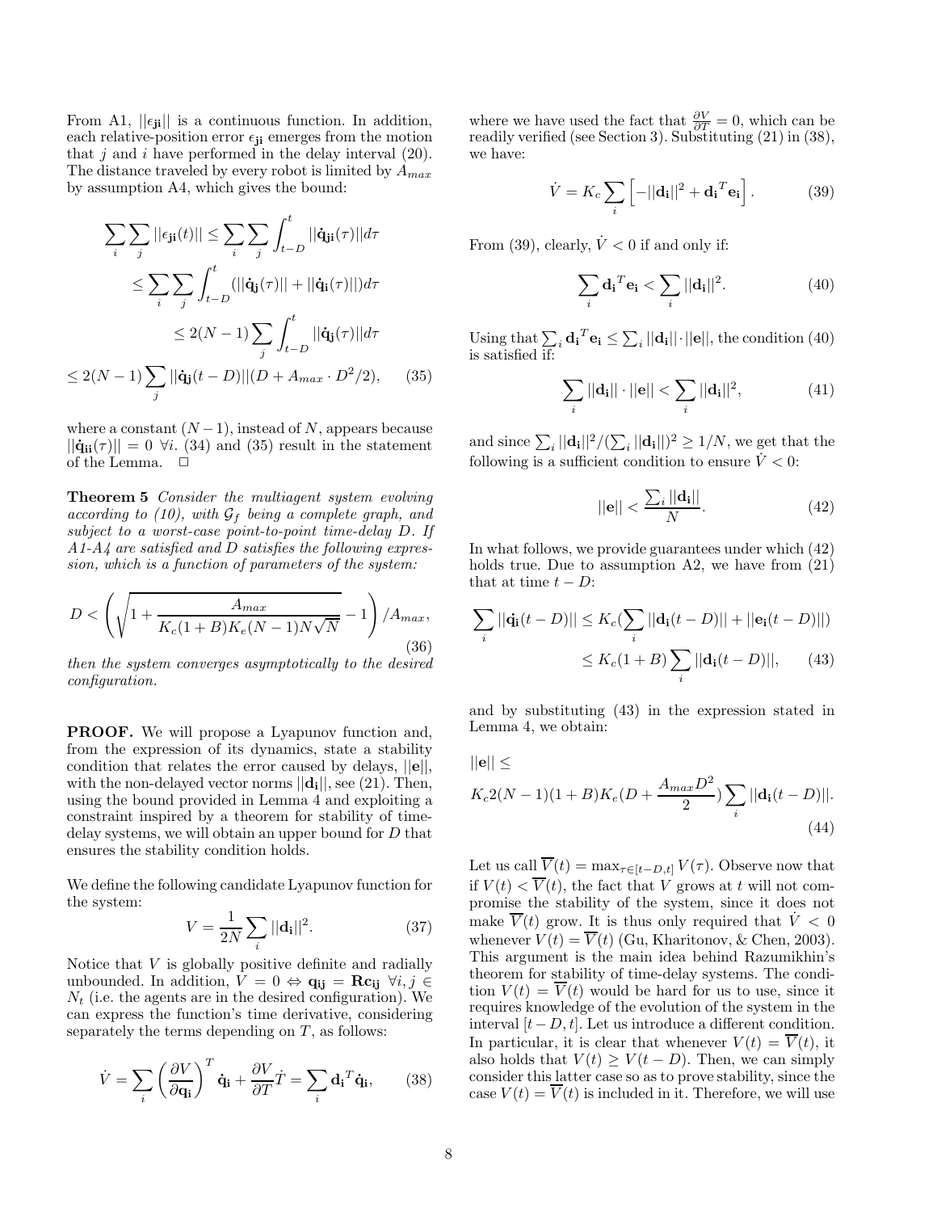From A1, $||\epsilon_{\mathbf{ji}}||$ is a continuous function. In addition, each relative-position error $\epsilon_{\mathbf{ji}}$ emerges from the motion that $j$ and $i$ have performed in the delay interval (20). The distance traveled by every robot is limited by $A_{max}$ by assumption A4, which gives the bound:

$$\begin{aligned}
\sum_i \sum_j ||\epsilon_{\mathbf{ji}}(t)|| &\leq \sum_i \sum_j \int_{t-D}^{t} ||\dot{\mathbf{q}}_{\mathbf{ji}}(\tau)|| d\tau \\
&\leq \sum_i \sum_j \int_{t-D}^{t} (||\dot{\mathbf{q}}_{\mathbf{j}}(\tau)|| + ||\dot{\mathbf{q}}_{\mathbf{i}}(\tau)||) d\tau \\
&\leq 2(N-1) \sum_j \int_{t-D}^{t} ||\dot{\mathbf{q}}_{\mathbf{j}}(\tau)|| d\tau \\
&\leq 2(N-1) \sum_j ||\dot{\mathbf{q}}_{\mathbf{j}}(t-D)|| (D + A_{max} \cdot D^2/2), \qquad (35)
\end{aligned}$$

where a constant $(N-1)$, instead of $N$, appears because $||\dot{\mathbf{q}}_{\mathbf{ii}}(\tau)|| = 0 \ \forall i$. (34) and (35) result in the statement of the Lemma. □

**Theorem 5** *Consider the multiagent system evolving according to (10), with $\mathcal{G}_f$ being a complete graph, and subject to a worst-case point-to-point time-delay $D$. If A1-A4 are satisfied and $D$ satisfies the following expression, which is a function of parameters of the system:*

$$D < \left( \sqrt{1 + \frac{A_{max}}{K_c(1+B)K_e(N-1)N\sqrt{N}}} - 1 \right) / A_{max}, \qquad (36)$$

*then the system converges asymptotically to the desired configuration.*

**PROOF.** We will propose a Lyapunov function and, from the expression of its dynamics, state a stability condition that relates the error caused by delays, $||\mathbf{e}||$, with the non-delayed vector norms $||\mathbf{d_i}||$, see (21). Then, using the bound provided in Lemma 4 and exploiting a constraint inspired by a theorem for stability of time-delay systems, we will obtain an upper bound for $D$ that ensures the stability condition holds.

We define the following candidate Lyapunov function for the system:

$$V = \frac{1}{2N} \sum_i ||\mathbf{d_i}||^2. \qquad (37)$$

Notice that $V$ is globally positive definite and radially unbounded. In addition, $V = 0 \Leftrightarrow \mathbf{q_{ij}} = \mathbf{R}\mathbf{c_{ij}} \ \forall i, j \in N_t$ (i.e. the agents are in the desired configuration). We can express the function's time derivative, considering separately the terms depending on $T$, as follows:

$$\dot{V} = \sum_i \left(\frac{\partial V}{\partial \mathbf{q_i}}\right)^T \dot{\mathbf{q}}_{\mathbf{i}} + \frac{\partial V}{\partial T} \dot{T} = \sum_i \mathbf{d_i}^T \dot{\mathbf{q}}_{\mathbf{i}}, \qquad (38)$$

where we have used the fact that $\frac{\partial V}{\partial T} = 0$, which can be readily verified (see Section 3). Substituting (21) in (38), we have:

$$\dot{V} = K_c \sum_i \left[ -||\mathbf{d_i}||^2 + \mathbf{d_i}^T \mathbf{e_i} \right]. \qquad (39)$$

From (39), clearly, $\dot{V} < 0$ if and only if:

$$\sum_i \mathbf{d_i}^T \mathbf{e_i} < \sum_i ||\mathbf{d_i}||^2. \qquad (40)$$

Using that $\sum_i \mathbf{d_i}^T \mathbf{e_i} \leq \sum_i ||\mathbf{d_i}|| \cdot ||\mathbf{e}||$, the condition (40) is satisfied if:

$$\sum_i ||\mathbf{d_i}|| \cdot ||\mathbf{e}|| < \sum_i ||\mathbf{d_i}||^2, \qquad (41)$$

and since $\sum_i ||\mathbf{d_i}||^2 / (\sum_i ||\mathbf{d_i}||)^2 \geq 1/N$, we get that the following is a sufficient condition to ensure $\dot{V} < 0$:

$$||\mathbf{e}|| < \frac{\sum_i ||\mathbf{d_i}||}{N}. \qquad (42)$$

In what follows, we provide guarantees under which (42) holds true. Due to assumption A2, we have from (21) that at time $t - D$:

$$\begin{aligned}
\sum_i ||\dot{\mathbf{q}}_{\mathbf{i}}(t-D)|| &\leq K_c (\sum_i ||\mathbf{d_i}(t-D)|| + ||\mathbf{e_i}(t-D)||) \\
&\leq K_c(1+B) \sum_i ||\mathbf{d_i}(t-D)||, \qquad (43)
\end{aligned}$$

and by substituting (43) in the expression stated in Lemma 4, we obtain:

$$\begin{aligned}
&||\mathbf{e}|| \leq \\
&K_c 2(N-1)(1+B)K_e(D + \frac{A_{max}D^2}{2}) \sum_i ||\mathbf{d_i}(t-D)||. \qquad (44)
\end{aligned}$$

Let us call $\overline{V}(t) = \max_{\tau \in [t-D,t]} V(\tau)$. Observe now that if $V(t) < \overline{V}(t)$, the fact that $V$ grows at $t$ will not compromise the stability of the system, since it does not make $\overline{V}(t)$ grow. It is thus only required that $\dot{V} < 0$ whenever $V(t) = \overline{V}(t)$ (Gu, Kharitonov, & Chen, 2003). This argument is the main idea behind Razumikhin's theorem for stability of time-delay systems. The condition $V(t) = \overline{V}(t)$ would be hard for us to use, since it requires knowledge of the evolution of the system in the interval $[t-D, t]$. Let us introduce a different condition. In particular, it is clear that whenever $V(t) = \overline{V}(t)$, it also holds that $V(t) \geq V(t-D)$. Then, we can simply consider this latter case so as to prove stability, since the case $V(t) = \overline{V}(t)$ is included in it. Therefore, we will use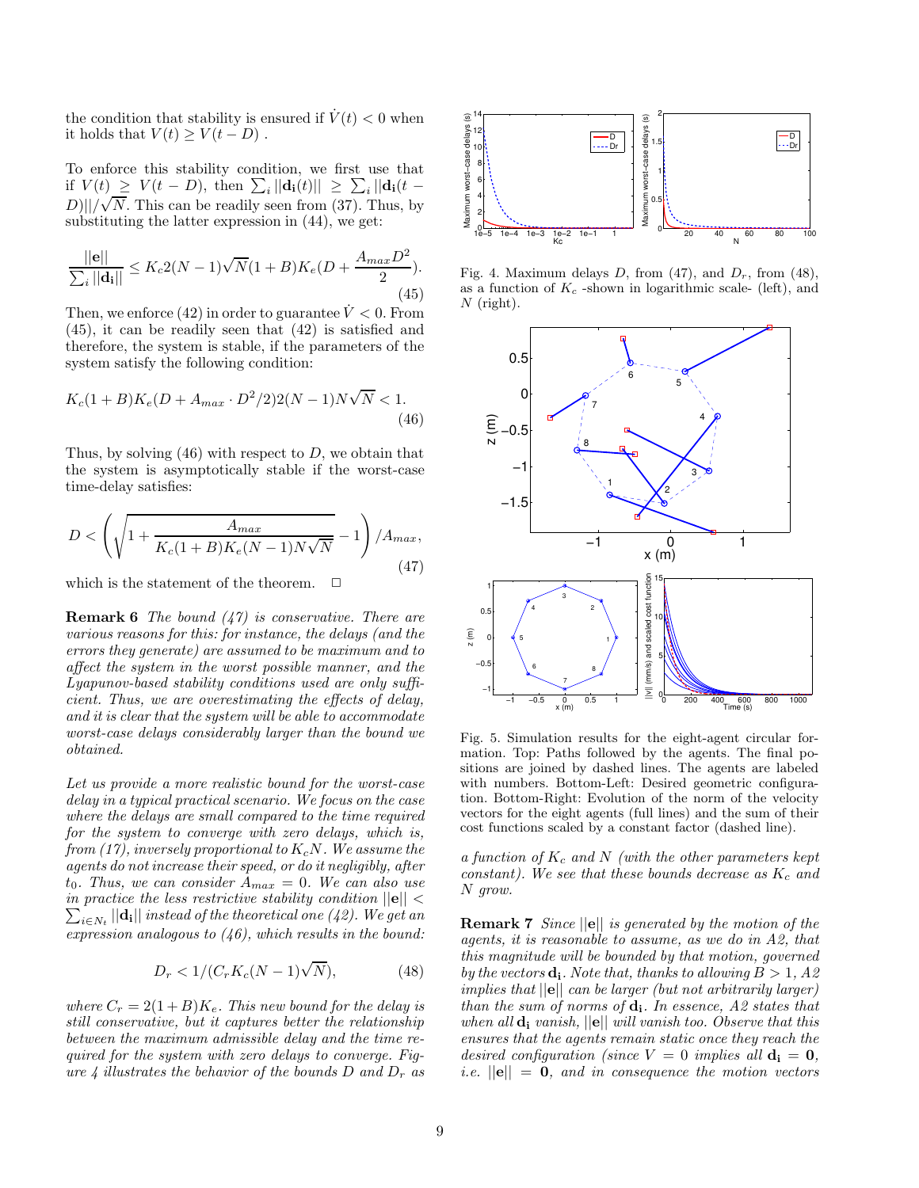the condition that stability is ensured if $\dot{V}(t) < 0$ when it holds that $V(t) \geq V(t-D)$ .

To enforce this stability condition, we first use that if $V(t) \geq V(t-D)$, then $\sum_i ||\mathbf{d_i}(t)|| \geq \sum_i ||\mathbf{d_i}(t-D)||/\sqrt{N}$. This can be readily seen from (37). Thus, by substituting the latter expression in (44), we get:

$$\frac{||\mathbf{e}||}{\sum_i ||\mathbf{d_i}||} \leq K_c 2(N-1)\sqrt{N}(1+B)K_e(D + \frac{A_{max}D^2}{2}). \tag{45}$$

Then, we enforce (42) in order to guarantee $\dot{V} < 0$. From (45), it can be readily seen that (42) is satisfied and therefore, the system is stable, if the parameters of the system satisfy the following condition:

$$K_c(1+B)K_e(D + A_{max} \cdot D^2/2)2(N-1)N\sqrt{N} < 1. \tag{46}$$

Thus, by solving (46) with respect to $D$, we obtain that the system is asymptotically stable if the worst-case time-delay satisfies:

$$D < \left(\sqrt{1 + \frac{A_{max}}{K_c(1+B)K_e(N-1)N\sqrt{N}}} - 1\right)/A_{max}, \tag{47}$$

which is the statement of the theorem. □

**Remark 6** *The bound (47) is conservative. There are various reasons for this: for instance, the delays (and the errors they generate) are assumed to be maximum and to affect the system in the worst possible manner, and the Lyapunov-based stability conditions used are only sufficient. Thus, we are overestimating the effects of delay, and it is clear that the system will be able to accommodate worst-case delays considerably larger than the bound we obtained.*

*Let us provide a more realistic bound for the worst-case delay in a typical practical scenario. We focus on the case where the delays are small compared to the time required for the system to converge with zero delays, which is, from (17), inversely proportional to $K_cN$. We assume the agents do not increase their speed, or do it negligibly, after $t_0$. Thus, we can consider $A_{max} = 0$. We can also use in practice the less restrictive stability condition $||\mathbf{e}|| < \sum_{i \in N_t} ||\mathbf{d_i}||$ instead of the theoretical one (42). We get an expression analogous to (46), which results in the bound:*

$$D_r < 1/(C_r K_c(N-1)\sqrt{N}), \tag{48}$$

*where $C_r = 2(1+B)K_e$. This new bound for the delay is still conservative, but it captures better the relationship between the maximum admissible delay and the time required for the system with zero delays to converge. Figure 4 illustrates the behavior of the bounds $D$ and $D_r$ as a function of $K_c$ and $N$ (with the other parameters kept constant). We see that these bounds decrease as $K_c$ and $N$ grow.*

Fig. 4. Maximum delays $D$, from (47), and $D_r$, from (48), as a function of $K_c$ -shown in logarithmic scale- (left), and $N$ (right).

Fig. 5. Simulation results for the eight-agent circular formation. Top: Paths followed by the agents. The final positions are joined by dashed lines. The agents are labeled with numbers. Bottom-Left: Desired geometric configuration. Bottom-Right: Evolution of the norm of the velocity vectors for the eight agents (full lines) and the sum of their cost functions scaled by a constant factor (dashed line).

**Remark 7** *Since $||\mathbf{e}||$ is generated by the motion of the agents, it is reasonable to assume, as we do in A2, that this magnitude will be bounded by that motion, governed by the vectors $\mathbf{d_i}$. Note that, thanks to allowing $B > 1$, A2 implies that $||\mathbf{e}||$ can be larger (but not arbitrarily larger) than the sum of norms of $\mathbf{d_i}$. In essence, A2 states that when all $\mathbf{d_i}$ vanish, $||\mathbf{e}||$ will vanish too. Observe that this ensures that the agents remain static once they reach the desired configuration (since $V = 0$ implies all $\mathbf{d_i} = \mathbf{0}$, i.e. $||\mathbf{e}|| = \mathbf{0}$, and in consequence the motion vectors*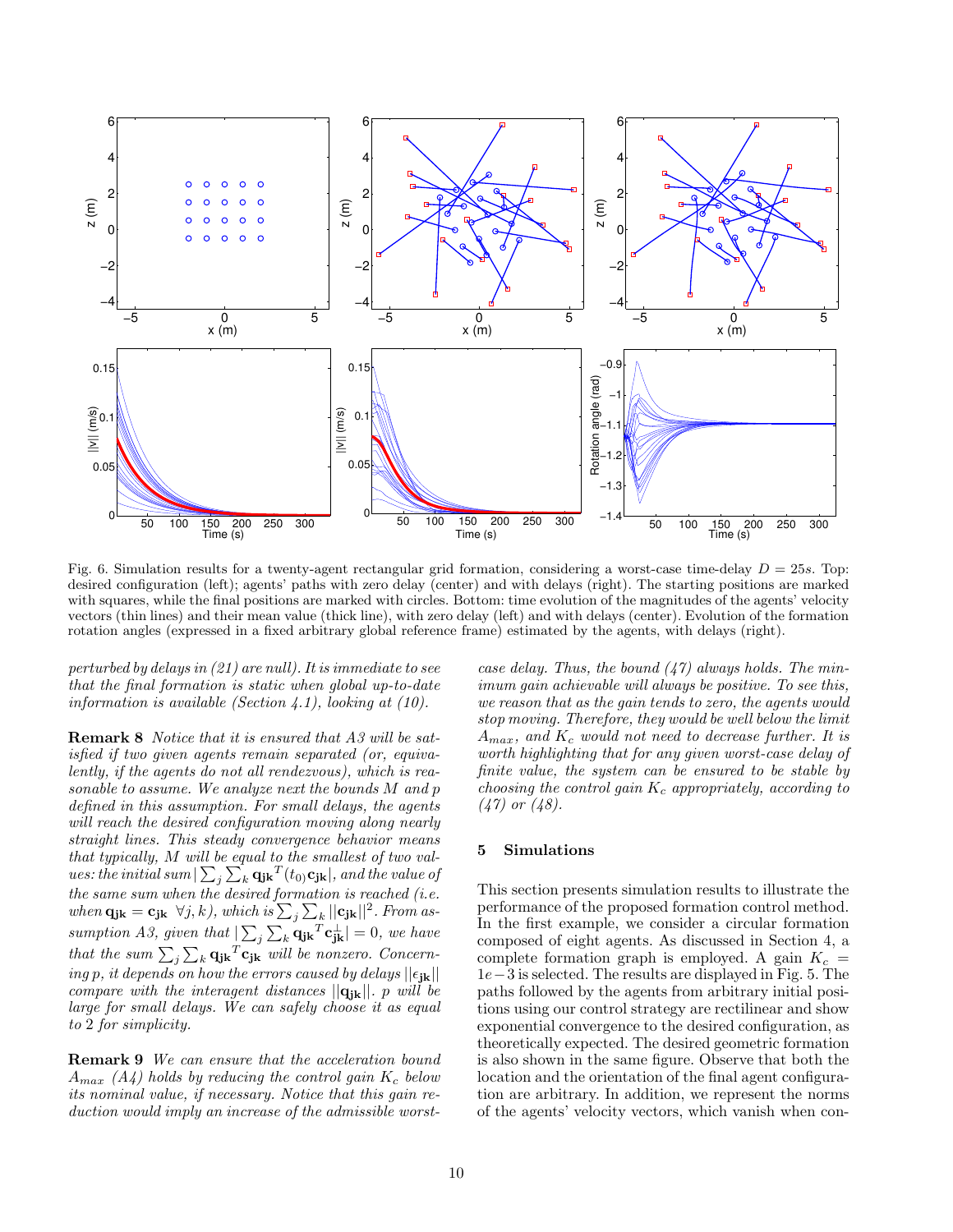Fig. 6. Simulation results for a twenty-agent rectangular grid formation, considering a worst-case time-delay $D = 25s$. Top: desired configuration (left); agents' paths with zero delay (center) and with delays (right). The starting positions are marked with squares, while the final positions are marked with circles. Bottom: time evolution of the magnitudes of the agents' velocity vectors (thin lines) and their mean value (thick line), with zero delay (left) and with delays (center). Evolution of the formation rotation angles (expressed in a fixed arbitrary global reference frame) estimated by the agents, with delays (right).

*perturbed by delays in (21) are null). It is immediate to see that the final formation is static when global up-to-date information is available (Section 4.1), looking at (10).*

**Remark 8** *Notice that it is ensured that A3 will be satisfied if two given agents remain separated (or, equivalently, if the agents do not all rendezvous), which is reasonable to assume. We analyze next the bounds M and p defined in this assumption. For small delays, the agents will reach the desired configuration moving along nearly straight lines. This steady convergence behavior means that typically, M will be equal to the smallest of two values: the initial sum* $|\sum_j \sum_k \mathbf{q_{jk}}^T(t_0)\mathbf{c_{jk}}|$, *and the value of the same sum when the desired formation is reached (i.e. when* $\mathbf{q_{jk}} = \mathbf{c_{jk}} \;\; \forall j, k$*), which is* $\sum_j \sum_k ||\mathbf{c_{jk}}||^2$. *From assumption A3, given that* $|\sum_j \sum_k \mathbf{q_{jk}}^T \mathbf{c}_{\mathbf{jk}}^{\perp}| = 0$, *we have that the sum* $\sum_j \sum_k \mathbf{q_{jk}}^T \mathbf{c_{jk}}$ *will be nonzero. Concerning p, it depends on how the errors caused by delays* $||\epsilon_{\mathbf{jk}}||$ *compare with the interagent distances* $||\mathbf{q_{jk}}||$. *p will be large for small delays. We can safely choose it as equal to 2 for simplicity.*

**Remark 9** *We can ensure that the acceleration bound* $A_{max}$ *(A4) holds by reducing the control gain* $K_c$ *below its nominal value, if necessary. Notice that this gain reduction would imply an increase of the admissible worst-case delay. Thus, the bound (47) always holds. The minimum gain achievable will always be positive. To see this, we reason that as the gain tends to zero, the agents would stop moving. Therefore, they would be well below the limit* $A_{max}$, *and* $K_c$ *would not need to decrease further. It is worth highlighting that for any given worst-case delay of finite value, the system can be ensured to be stable by choosing the control gain* $K_c$ *appropriately, according to (47) or (48).*

## 5 Simulations

This section presents simulation results to illustrate the performance of the proposed formation control method. In the first example, we consider a circular formation composed of eight agents. As discussed in Section 4, a complete formation graph is employed. A gain $K_c = 1e-3$ is selected. The results are displayed in Fig. 5. The paths followed by the agents from arbitrary initial positions using our control strategy are rectilinear and show exponential convergence to the desired configuration, as theoretically expected. The desired geometric formation is also shown in the same figure. Observe that both the location and the orientation of the final agent configuration are arbitrary. In addition, we represent the norms of the agents' velocity vectors, which vanish when con-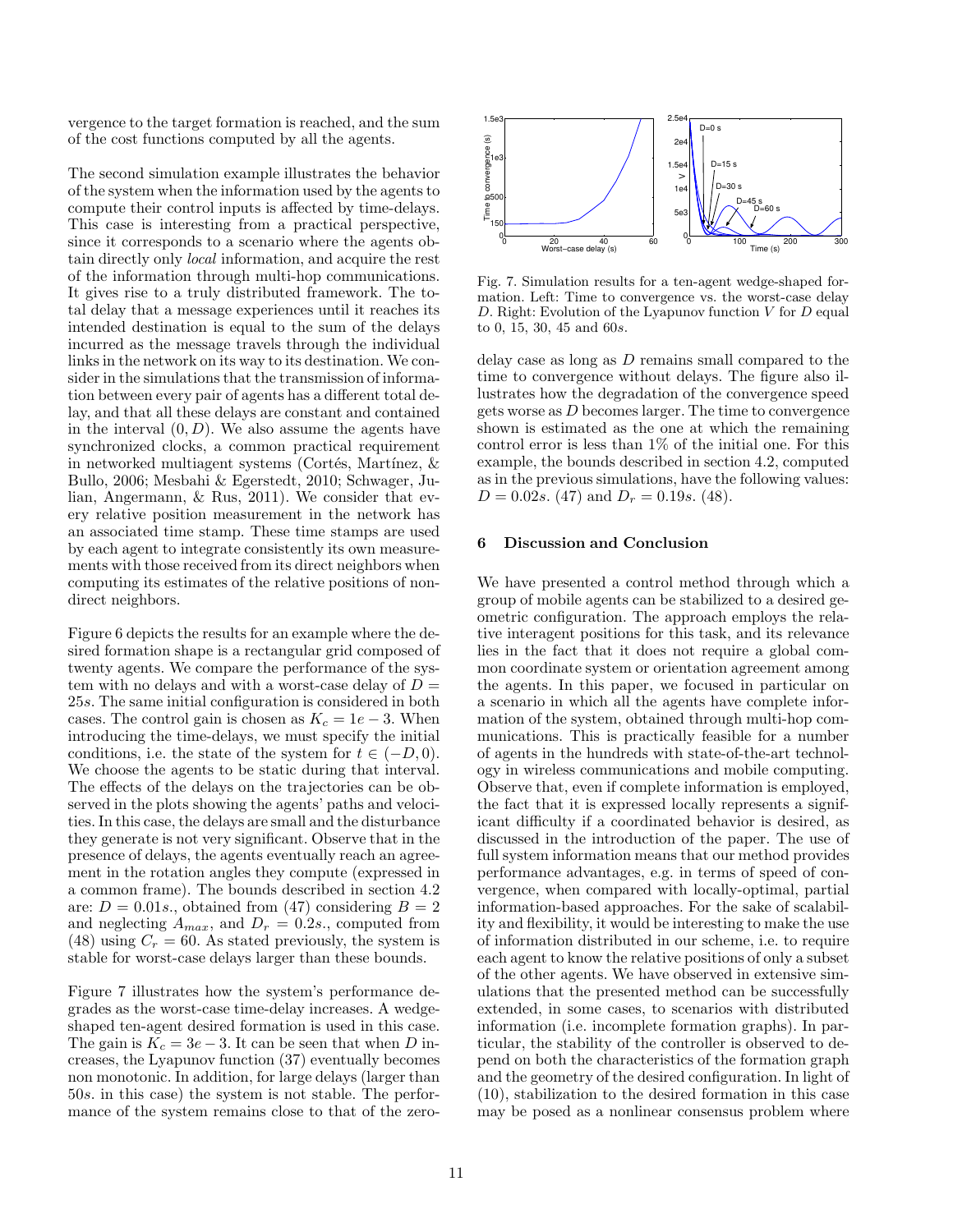vergence to the target formation is reached, and the sum of the cost functions computed by all the agents.

The second simulation example illustrates the behavior of the system when the information used by the agents to compute their control inputs is affected by time-delays. This case is interesting from a practical perspective, since it corresponds to a scenario where the agents obtain directly only *local* information, and acquire the rest of the information through multi-hop communications. It gives rise to a truly distributed framework. The total delay that a message experiences until it reaches its intended destination is equal to the sum of the delays incurred as the message travels through the individual links in the network on its way to its destination. We consider in the simulations that the transmission of information between every pair of agents has a different total delay, and that all these delays are constant and contained in the interval $(0, D)$. We also assume the agents have synchronized clocks, a common practical requirement in networked multiagent systems (Cortés, Martínez, & Bullo, 2006; Mesbahi & Egerstedt, 2010; Schwager, Julian, Angermann, & Rus, 2011). We consider that every relative position measurement in the network has an associated time stamp. These time stamps are used by each agent to integrate consistently its own measurements with those received from its direct neighbors when computing its estimates of the relative positions of non-direct neighbors.

Figure 6 depicts the results for an example where the desired formation shape is a rectangular grid composed of twenty agents. We compare the performance of the system with no delays and with a worst-case delay of $D = 25s$. The same initial configuration is considered in both cases. The control gain is chosen as $K_c = 1e-3$. When introducing the time-delays, we must specify the initial conditions, i.e. the state of the system for $t \in (-D, 0)$. We choose the agents to be static during that interval. The effects of the delays on the trajectories can be observed in the plots showing the agents' paths and velocities. In this case, the delays are small and the disturbance they generate is not very significant. Observe that in the presence of delays, the agents eventually reach an agreement in the rotation angles they compute (expressed in a common frame). The bounds described in section 4.2 are: $D = 0.01s.$, obtained from (47) considering $B = 2$ and neglecting $A_{max}$, and $D_r = 0.2s.$, computed from (48) using $C_r = 60$. As stated previously, the system is stable for worst-case delays larger than these bounds.

Figure 7 illustrates how the system's performance degrades as the worst-case time-delay increases. A wedge-shaped ten-agent desired formation is used in this case. The gain is $K_c = 3e-3$. It can be seen that when $D$ increases, the Lyapunov function (37) eventually becomes non monotonic. In addition, for large delays (larger than $50s.$ in this case) the system is not stable. The performance of the system remains close to that of the zero-delay case as long as $D$ remains small compared to the time to convergence without delays. The figure also illustrates how the degradation of the convergence speed gets worse as $D$ becomes larger. The time to convergence shown is estimated as the one at which the remaining control error is less than 1% of the initial one. For this example, the bounds described in section 4.2, computed as in the previous simulations, have the following values: $D = 0.02s.$ (47) and $D_r = 0.19s.$ (48).

1.5e3
1e3
500
150
0
Time to convergence (s)
0 20 40 60
Worst-case delay (s)

2.5e4
2e4
1.5e4
1e4
5e3
0
V
D=0 s
D=15 s
D=30 s
D=45 s
D=60 s
0 100 200 300
Time (s)

Fig. 7. Simulation results for a ten-agent wedge-shaped formation. Left: Time to convergence vs. the worst-case delay $D$. Right: Evolution of the Lyapunov function $V$ for $D$ equal to 0, 15, 30, 45 and $60s$.

## 6 Discussion and Conclusion

We have presented a control method through which a group of mobile agents can be stabilized to a desired geometric configuration. The approach employs the relative interagent positions for this task, and its relevance lies in the fact that it does not require a global common coordinate system or orientation agreement among the agents. In this paper, we focused in particular on a scenario in which all the agents have complete information of the system, obtained through multi-hop communications. This is practically feasible for a number of agents in the hundreds with state-of-the-art technology in wireless communications and mobile computing. Observe that, even if complete information is employed, the fact that it is expressed locally represents a significant difficulty if a coordinated behavior is desired, as discussed in the introduction of the paper. The use of full system information means that our method provides performance advantages, e.g. in terms of speed of convergence, when compared with locally-optimal, partial information-based approaches. For the sake of scalability and flexibility, it would be interesting to make the use of information distributed in our scheme, i.e. to require each agent to know the relative positions of only a subset of the other agents. We have observed in extensive simulations that the presented method can be successfully extended, in some cases, to scenarios with distributed information (i.e. incomplete formation graphs). In particular, the stability of the controller is observed to depend on both the characteristics of the formation graph and the geometry of the desired configuration. In light of (10), stabilization to the desired formation in this case may be posed as a nonlinear consensus problem where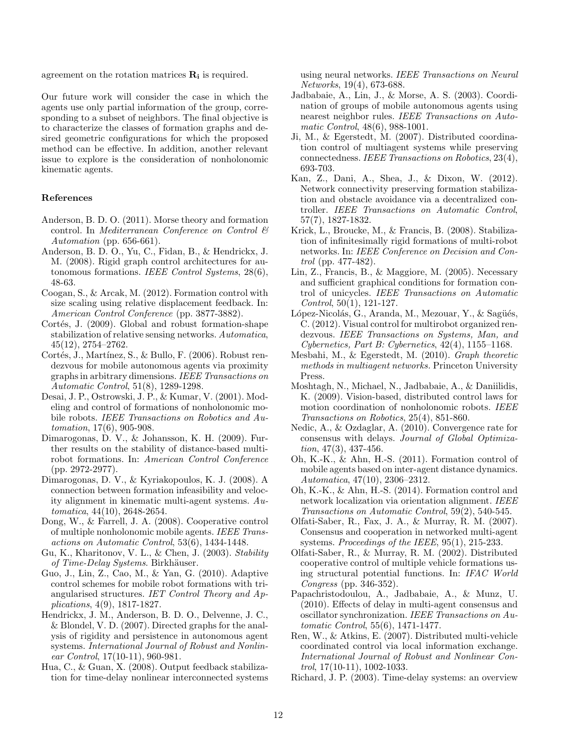agreement on the rotation matrices $\mathbf{R_i}$ is required.

Our future work will consider the case in which the agents use only partial information of the group, corresponding to a subset of neighbors. The final objective is to characterize the classes of formation graphs and desired geometric configurations for which the proposed method can be effective. In addition, another relevant issue to explore is the consideration of nonholonomic kinematic agents.

### References

Anderson, B. D. O. (2011). Morse theory and formation control. In *Mediterranean Conference on Control & Automation* (pp. 656-661).

Anderson, B. D. O., Yu, C., Fidan, B., & Hendrickx, J. M. (2008). Rigid graph control architectures for autonomous formations. *IEEE Control Systems*, 28(6), 48-63.

Coogan, S., & Arcak, M. (2012). Formation control with size scaling using relative displacement feedback. In: *American Control Conference* (pp. 3877-3882).

Cortés, J. (2009). Global and robust formation-shape stabilization of relative sensing networks. *Automatica*, 45(12), 2754–2762.

Cortés, J., Martínez, S., & Bullo, F. (2006). Robust rendezvous for mobile autonomous agents via proximity graphs in arbitrary dimensions. *IEEE Transactions on Automatic Control*, 51(8), 1289-1298.

Desai, J. P., Ostrowski, J. P., & Kumar, V. (2001). Modeling and control of formations of nonholonomic mobile robots. *IEEE Transactions on Robotics and Automation*, 17(6), 905-908.

Dimarogonas, D. V., & Johansson, K. H. (2009). Further results on the stability of distance-based multi-robot formations. In: *American Control Conference* (pp. 2972-2977).

Dimarogonas, D. V., & Kyriakopoulos, K. J. (2008). A connection between formation infeasibility and velocity alignment in kinematic multi-agent systems. *Automatica*, 44(10), 2648-2654.

Dong, W., & Farrell, J. A. (2008). Cooperative control of multiple nonholonomic mobile agents. *IEEE Transactions on Automatic Control*, 53(6), 1434-1448.

Gu, K., Kharitonov, V. L., & Chen, J. (2003). *Stability of Time-Delay Systems*. Birkhäuser.

Guo, J., Lin, Z., Cao, M., & Yan, G. (2010). Adaptive control schemes for mobile robot formations with triangularised structures. *IET Control Theory and Applications*, 4(9), 1817-1827.

Hendrickx, J. M., Anderson, B. D. O., Delvenne, J. C., & Blondel, V. D. (2007). Directed graphs for the analysis of rigidity and persistence in autonomous agent systems. *International Journal of Robust and Nonlinear Control*, 17(10-11), 960-981.

Hua, C., & Guan, X. (2008). Output feedback stabilization for time-delay nonlinear interconnected systems using neural networks. *IEEE Transactions on Neural Networks*, 19(4), 673-688.

Jadbabaie, A., Lin, J., & Morse, A. S. (2003). Coordination of groups of mobile autonomous agents using nearest neighbor rules. *IEEE Transactions on Automatic Control*, 48(6), 988-1001.

Ji, M., & Egerstedt, M. (2007). Distributed coordination control of multiagent systems while preserving connectedness. *IEEE Transactions on Robotics*, 23(4), 693-703.

Kan, Z., Dani, A., Shea, J., & Dixon, W. (2012). Network connectivity preserving formation stabilization and obstacle avoidance via a decentralized controller. *IEEE Transactions on Automatic Control*, 57(7), 1827-1832.

Krick, L., Broucke, M., & Francis, B. (2008). Stabilization of infinitesimally rigid formations of multi-robot networks. In: *IEEE Conference on Decision and Control* (pp. 477-482).

Lin, Z., Francis, B., & Maggiore, M. (2005). Necessary and sufficient graphical conditions for formation control of unicycles. *IEEE Transactions on Automatic Control*, 50(1), 121-127.

López-Nicolás, G., Aranda, M., Mezouar, Y., & Sagüés, C. (2012). Visual control for multirobot organized rendezvous. *IEEE Transactions on Systems, Man, and Cybernetics, Part B: Cybernetics*, 42(4), 1155–1168.

Mesbahi, M., & Egerstedt, M. (2010). *Graph theoretic methods in multiagent networks.* Princeton University Press.

Moshtagh, N., Michael, N., Jadbabaie, A., & Daniilidis, K. (2009). Vision-based, distributed control laws for motion coordination of nonholonomic robots. *IEEE Transactions on Robotics*, 25(4), 851-860.

Nedic, A., & Ozdaglar, A. (2010). Convergence rate for consensus with delays. *Journal of Global Optimization*, 47(3), 437-456.

Oh, K.-K., & Ahn, H.-S. (2011). Formation control of mobile agents based on inter-agent distance dynamics. *Automatica*, 47(10), 2306–2312.

Oh, K.-K., & Ahn, H.-S. (2014). Formation control and network localization via orientation alignment. *IEEE Transactions on Automatic Control*, 59(2), 540-545.

Olfati-Saber, R., Fax, J. A., & Murray, R. M. (2007). Consensus and cooperation in networked multi-agent systems. *Proceedings of the IEEE*, 95(1), 215-233.

Olfati-Saber, R., & Murray, R. M. (2002). Distributed cooperative control of multiple vehicle formations using structural potential functions. In: *IFAC World Congress* (pp. 346-352).

Papachristodoulou, A., Jadbabaie, A., & Munz, U. (2010). Effects of delay in multi-agent consensus and oscillator synchronization. *IEEE Transactions on Automatic Control*, 55(6), 1471-1477.

Ren, W., & Atkins, E. (2007). Distributed multi-vehicle coordinated control via local information exchange. *International Journal of Robust and Nonlinear Control*, 17(10-11), 1002-1033.

Richard, J. P. (2003). Time-delay systems: an overview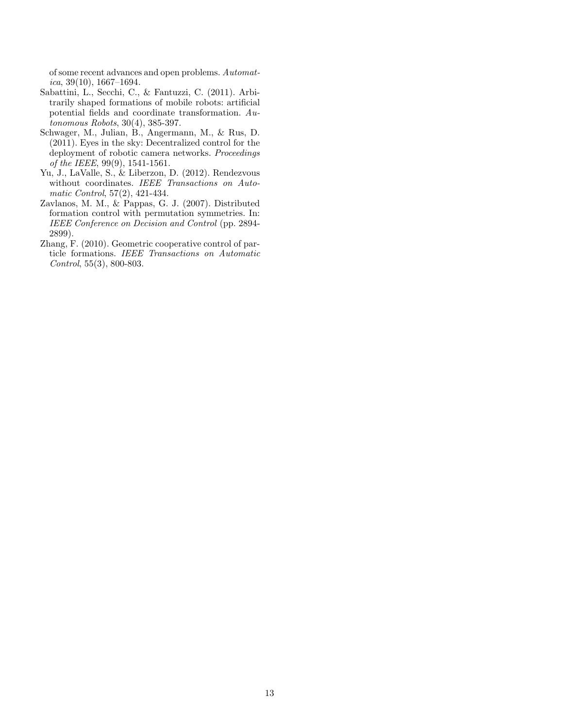of some recent advances and open problems. *Automatica*, 39(10), 1667–1694.

Sabattini, L., Secchi, C., & Fantuzzi, C. (2011). Arbitrarily shaped formations of mobile robots: artificial potential fields and coordinate transformation. *Autonomous Robots*, 30(4), 385-397.

Schwager, M., Julian, B., Angermann, M., & Rus, D. (2011). Eyes in the sky: Decentralized control for the deployment of robotic camera networks. *Proceedings of the IEEE*, 99(9), 1541-1561.

Yu, J., LaValle, S., & Liberzon, D. (2012). Rendezvous without coordinates. *IEEE Transactions on Automatic Control*, 57(2), 421-434.

Zavlanos, M. M., & Pappas, G. J. (2007). Distributed formation control with permutation symmetries. In: *IEEE Conference on Decision and Control* (pp. 2894-2899).

Zhang, F. (2010). Geometric cooperative control of particle formations. *IEEE Transactions on Automatic Control*, 55(3), 800-803.